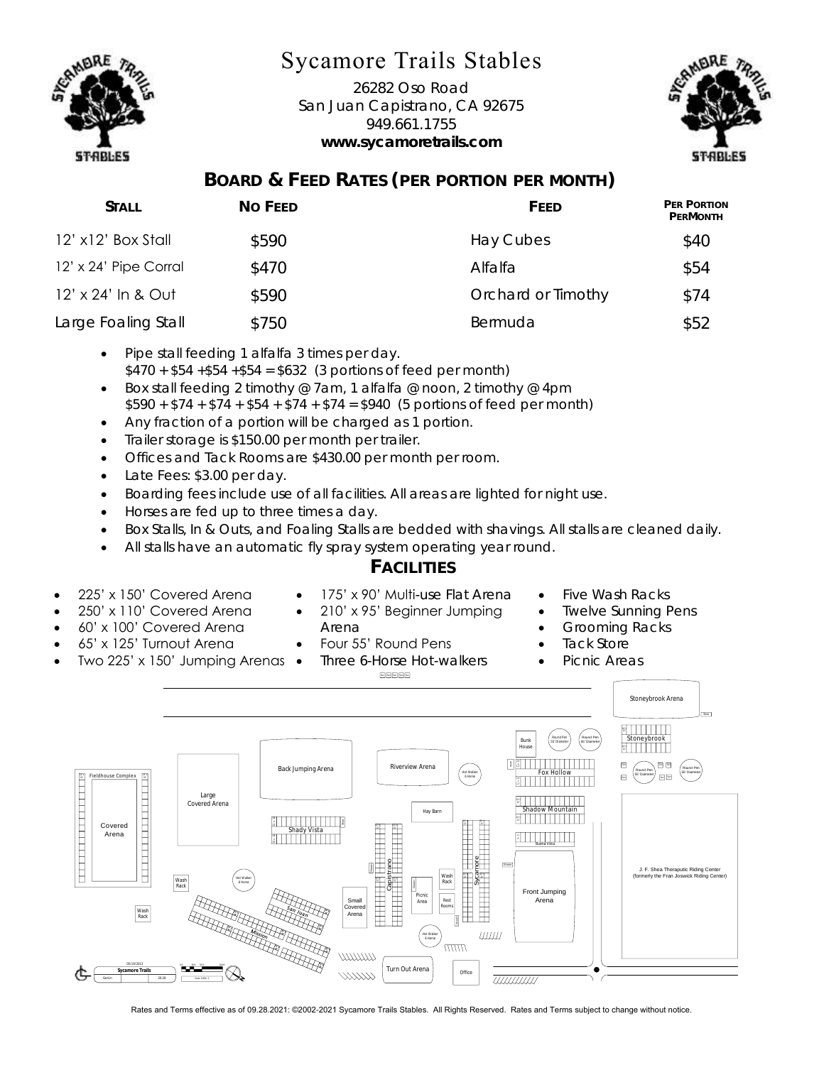# Sycamore Trails Stables

26282 Oso Road
San Juan Capistrano, CA 92675
949.661.1755
**www.sycamoretrails.com**

## BOARD & FEED RATES (PER PORTION PER MONTH)

| STALL | NO FEED | FEED | PER PORTION PER MONTH |
|---|---|---|---|
| 12' x12' Box Stall | $590 | Hay Cubes | $40 |
| 12' x 24' Pipe Corral | $470 | Alfalfa | $54 |
| 12' x 24' In & Out | $590 | Orchard or Timothy | $74 |
| Large Foaling Stall | $750 | Bermuda | $52 |

- Pipe stall feeding 1 alfalfa 3 times per day.
  $470 + $54 +$54 +$54 = $632 (3 portions of feed per month)
- Box stall feeding 2 timothy @ 7am, 1 alfalfa @ noon, 2 timothy @ 4pm
  $590 + $74 + $74 + $54 + $74 + $74 = $940 (5 portions of feed per month)
- Any fraction of a portion will be charged as 1 portion.
- Trailer storage is $150.00 per month per trailer.
- Offices and Tack Rooms are $430.00 per month per room.
- Late Fees: $3.00 per day.
- Boarding fees include use of all facilities. All areas are lighted for night use.
- Horses are fed up to three times a day.
- Box Stalls, In & Outs, and Foaling Stalls are bedded with shavings. All stalls are cleaned daily.
- All stalls have an automatic fly spray system operating year round.

## FACILITIES

- 225' x 150' Covered Arena
- 250' x 110' Covered Arena
- 60' x 100' Covered Arena
- 65' x 125' Turnout Arena
- Two 225' x 150' Jumping Arenas
- 175' x 90' Multi-use Flat Arena
- 210' x 95' Beginner Jumping Arena
- Four 55' Round Pens
- Three 6-Horse Hot-walkers
- Five Wash Racks
- Twelve Sunning Pens
- Grooming Racks
- Tack Store
- Picnic Areas

Stoneybrook Arena, Stoneybrook, Bunk House, Round Pen 55' Diameter, Fox Hollow, Shadow Mountain, Buena Vista, Fieldhouse Complex, Covered Arena, Large Covered Arena, Back Jumping Arena, Riverview Arena, Hot Walker 6 Horse, Hay Barn, Shady Vista, Capistrano, Sycamore, Wash Rack, Picnic Area, Rest Rooms, Small Covered Arena, San Juan, Mission, Front Jumping Arena, J. F. Shea Theraputic Riding Center (formerly the Fran Joswick Riding Center), Turn Out Arena, Office, Sycamore Trails

Rates and Terms effective as of 09.28.2021: ©2002-2021 Sycamore Trails Stables. All Rights Reserved. Rates and Terms subject to change without notice.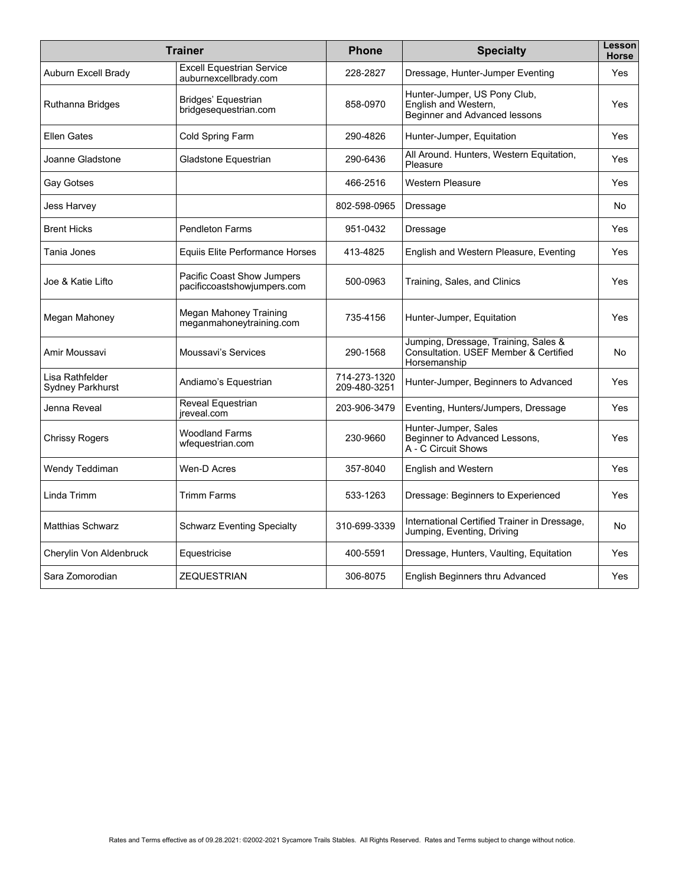| Trainer | | Phone | Specialty | Lesson Horse |
|---|---|---|---|---|
| Auburn Excell Brady | Excell Equestrian Service auburnexcellbrady.com | 228-2827 | Dressage, Hunter-Jumper Eventing | Yes |
| Ruthanna Bridges | Bridges' Equestrian bridgesequestrian.com | 858-0970 | Hunter-Jumper, US Pony Club, English and Western, Beginner and Advanced lessons | Yes |
| Ellen Gates | Cold Spring Farm | 290-4826 | Hunter-Jumper, Equitation | Yes |
| Joanne Gladstone | Gladstone Equestrian | 290-6436 | All Around. Hunters, Western Equitation, Pleasure | Yes |
| Gay Gotses | | 466-2516 | Western Pleasure | Yes |
| Jess Harvey | | 802-598-0965 | Dressage | No |
| Brent Hicks | Pendleton Farms | 951-0432 | Dressage | Yes |
| Tania Jones | Equiis Elite Performance Horses | 413-4825 | English and Western Pleasure, Eventing | Yes |
| Joe & Katie Lifto | Pacific Coast Show Jumpers pacificcoastshowjumpers.com | 500-0963 | Training, Sales, and Clinics | Yes |
| Megan Mahoney | Megan Mahoney Training meganmahoneytraining.com | 735-4156 | Hunter-Jumper, Equitation | Yes |
| Amir Moussavi | Moussavi's Services | 290-1568 | Jumping, Dressage, Training, Sales & Consultation. USEF Member & Certified Horsemanship | No |
| Lisa Rathfelder Sydney Parkhurst | Andiamo's Equestrian | 714-273-1320 209-480-3251 | Hunter-Jumper, Beginners to Advanced | Yes |
| Jenna Reveal | Reveal Equestrian jreveal.com | 203-906-3479 | Eventing, Hunters/Jumpers, Dressage | Yes |
| Chrissy Rogers | Woodland Farms wfequestrian.com | 230-9660 | Hunter-Jumper, Sales Beginner to Advanced Lessons, A - C Circuit Shows | Yes |
| Wendy Teddiman | Wen-D Acres | 357-8040 | English and Western | Yes |
| Linda Trimm | Trimm Farms | 533-1263 | Dressage: Beginners to Experienced | Yes |
| Matthias Schwarz | Schwarz Eventing Specialty | 310-699-3339 | International Certified Trainer in Dressage, Jumping, Eventing, Driving | No |
| Cherylin Von Aldenbruck | Equestricise | 400-5591 | Dressage, Hunters, Vaulting, Equitation | Yes |
| Sara Zomorodian | ZEQUESTRIAN | 306-8075 | English Beginners thru Advanced | Yes |

Rates and Terms effective as of 09.28.2021: ©2002-2021 Sycamore Trails Stables. All Rights Reserved. Rates and Terms subject to change without notice.